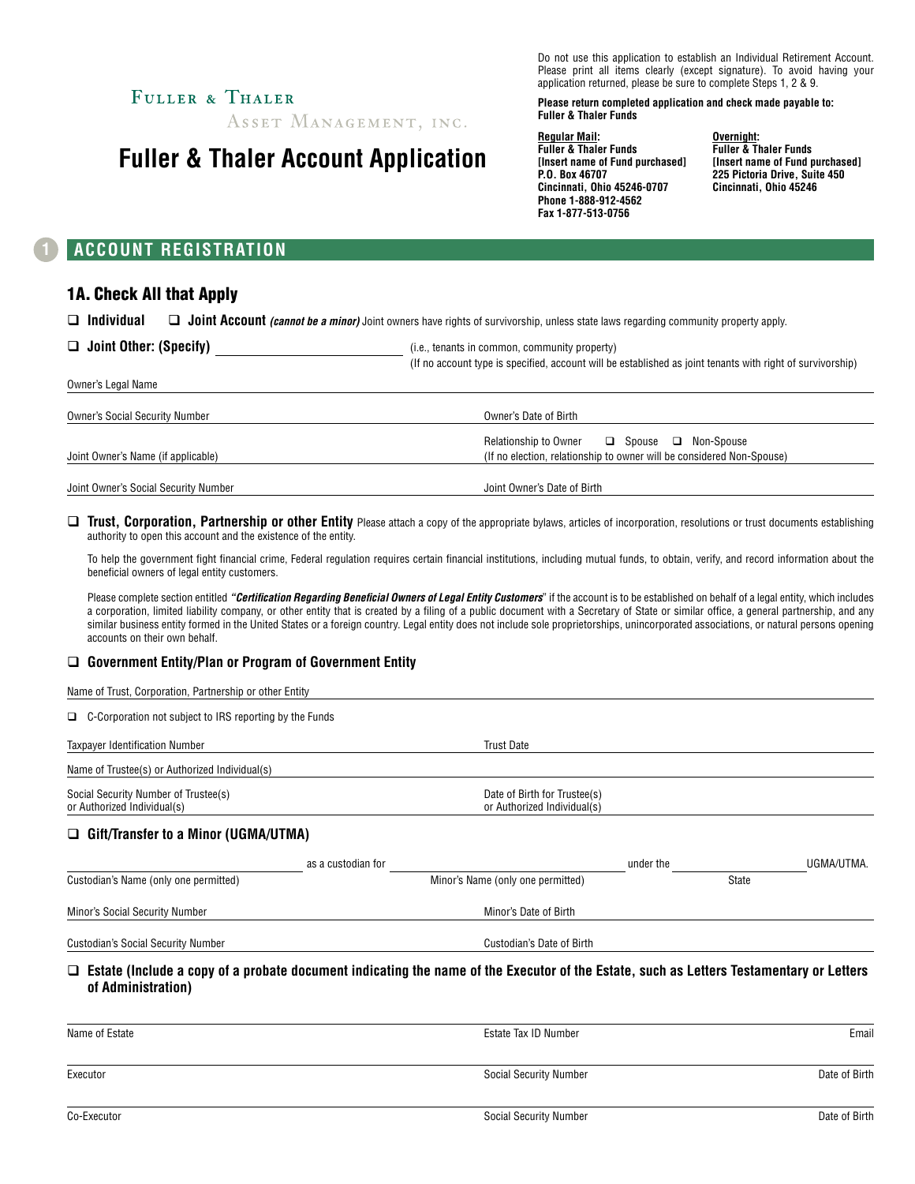Fuller & Thaler
Asset Management, Inc.

# Fuller & Thaler Account Application

Do not use this application to establish an Individual Retirement Account. Please print all items clearly (except signature). To avoid having your application returned, please be sure to complete Steps 1, 2 & 9.

**Please return completed application and check made payable to: Fuller & Thaler Funds**

**Regular Mail:**
**Fuller & Thaler Funds**
**[Insert name of Fund purchased]**
**P.O. Box 46707**
**Cincinnati, Ohio 45246-0707**
**Phone 1-888-912-4562**
**Fax 1-877-513-0756**

**Overnight:**
**Fuller & Thaler Funds**
**[Insert name of Fund purchased]**
**225 Pictoria Drive, Suite 450**
**Cincinnati, Ohio 45246**

## 1 ACCOUNT REGISTRATION

### 1A. Check All that Apply

❑ **Individual** ❑ **Joint Account** ***(cannot be a minor)*** Joint owners have rights of survivorship, unless state laws regarding community property apply.

❑ **Joint Other: (Specify)** ______________ (i.e., tenants in common, community property)
(If no account type is specified, account will be established as joint tenants with right of survivorship)

Owner's Legal Name

Owner's Social Security Number | Owner's Date of Birth

Joint Owner's Name (if applicable) | Relationship to Owner ❑ Spouse ❑ Non-Spouse
(If no election, relationship to owner will be considered Non-Spouse)

Joint Owner's Social Security Number | Joint Owner's Date of Birth

❑ **Trust, Corporation, Partnership or other Entity** Please attach a copy of the appropriate bylaws, articles of incorporation, resolutions or trust documents establishing authority to open this account and the existence of the entity.

To help the government fight financial crime, Federal regulation requires certain financial institutions, including mutual funds, to obtain, verify, and record information about the beneficial owners of legal entity customers.

Please complete section entitled ***"Certification Regarding Beneficial Owners of Legal Entity Customers"*** if the account is to be established on behalf of a legal entity, which includes a corporation, limited liability company, or other entity that is created by a filing of a public document with a Secretary of State or similar office, a general partnership, and any similar business entity formed in the United States or a foreign country. Legal entity does not include sole proprietorships, unincorporated associations, or natural persons opening accounts on their own behalf.

❑ **Government Entity/Plan or Program of Government Entity**

Name of Trust, Corporation, Partnership or other Entity

❑ C-Corporation not subject to IRS reporting by the Funds

Taxpayer Identification Number | Trust Date

Name of Trustee(s) or Authorized Individual(s)

Social Security Number of Trustee(s) or Authorized Individual(s) | Date of Birth for Trustee(s) or Authorized Individual(s)

❑ **Gift/Transfer to a Minor (UGMA/UTMA)**

______________ as a custodian for ______________ under the ______________ UGMA/UTMA.
Custodian's Name (only one permitted) | Minor's Name (only one permitted) | State

Minor's Social Security Number | Minor's Date of Birth

Custodian's Social Security Number | Custodian's Date of Birth

❑ **Estate (Include a copy of a probate document indicating the name of the Executor of the Estate, such as Letters Testamentary or Letters of Administration)**

Name of Estate | Estate Tax ID Number | Email

Executor | Social Security Number | Date of Birth

Co-Executor | Social Security Number | Date of Birth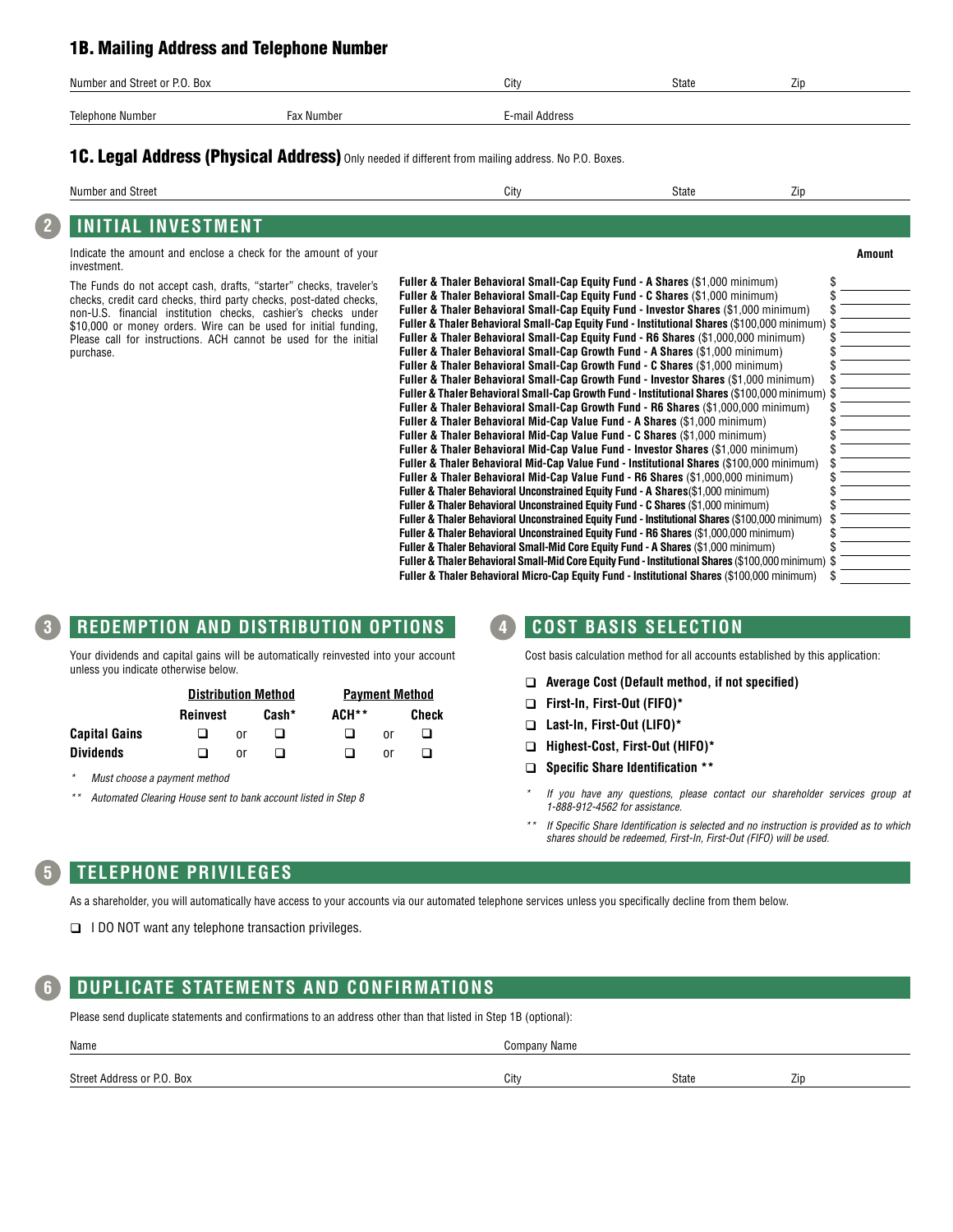## 1B. Mailing Address and Telephone Number

| Number and Street or P.O. Box | City | State | Zip |
|---|---|---|---|

| Telephone Number | Fax Number | E-mail Address |
|---|---|---|

## 1C. Legal Address (Physical Address) Only needed if different from mailing address. No P.O. Boxes.

| Number and Street | City | State | Zip |
|---|---|---|---|

## 2 INITIAL INVESTMENT

Indicate the amount and enclose a check for the amount of your investment.

The Funds do not accept cash, drafts, "starter" checks, traveler's checks, credit card checks, third party checks, post-dated checks, non-U.S. financial institution checks, cashier's checks under $10,000 or money orders. Wire can be used for initial funding, Please call for instructions. ACH cannot be used for the initial purchase.

| Fund | Amount |
|---|---|
| **Fuller & Thaler Behavioral Small-Cap Equity Fund - A Shares** ($1,000 minimum) | $ |
| **Fuller & Thaler Behavioral Small-Cap Equity Fund - C Shares** ($1,000 minimum) | $ |
| **Fuller & Thaler Behavioral Small-Cap Equity Fund - Investor Shares** ($1,000 minimum) | $ |
| **Fuller & Thaler Behavioral Small-Cap Equity Fund - Institutional Shares** ($100,000 minimum) | $ |
| **Fuller & Thaler Behavioral Small-Cap Equity Fund - R6 Shares** ($1,000,000 minimum) | $ |
| **Fuller & Thaler Behavioral Small-Cap Growth Fund - A Shares** ($1,000 minimum) | $ |
| **Fuller & Thaler Behavioral Small-Cap Growth Fund - C Shares** ($1,000 minimum) | $ |
| **Fuller & Thaler Behavioral Small-Cap Growth Fund - Investor Shares** ($1,000 minimum) | $ |
| **Fuller & Thaler Behavioral Small-Cap Growth Fund - Institutional Shares** ($100,000 minimum) | $ |
| **Fuller & Thaler Behavioral Small-Cap Growth Fund - R6 Shares** ($1,000,000 minimum) | $ |
| **Fuller & Thaler Behavioral Mid-Cap Value Fund - A Shares** ($1,000 minimum) | $ |
| **Fuller & Thaler Behavioral Mid-Cap Value Fund - C Shares** ($1,000 minimum) | $ |
| **Fuller & Thaler Behavioral Mid-Cap Value Fund - Investor Shares** ($1,000 minimum) | $ |
| **Fuller & Thaler Behavioral Mid-Cap Value Fund - Institutional Shares** ($100,000 minimum) | $ |
| **Fuller & Thaler Behavioral Mid-Cap Value Fund - R6 Shares** ($1,000,000 minimum) | $ |
| **Fuller & Thaler Behavioral Unconstrained Equity Fund - A Shares**($1,000 minimum) | $ |
| **Fuller & Thaler Behavioral Unconstrained Equity Fund - C Shares** ($1,000 minimum) | $ |
| **Fuller & Thaler Behavioral Unconstrained Equity Fund - Institutional Shares** ($100,000 minimum) | $ |
| **Fuller & Thaler Behavioral Unconstrained Equity Fund - R6 Shares** ($1,000,000 minimum) | $ |
| **Fuller & Thaler Behavioral Small-Mid Core Equity Fund - A Shares** ($1,000 minimum) | $ |
| **Fuller & Thaler Behavioral Small-Mid Core Equity Fund - Institutional Shares** ($100,000 minimum) | $ |
| **Fuller & Thaler Behavioral Micro-Cap Equity Fund - Institutional Shares** ($100,000 minimum) | $ |

## 3 REDEMPTION AND DISTRIBUTION OPTIONS

Your dividends and capital gains will be automatically reinvested into your account unless you indicate otherwise below.

| | Distribution Method | | | Payment Method | | |
|---|---|---|---|---|---|---|
| | Reinvest | | Cash* | ACH** | | Check |
| **Capital Gains** | ❑ | or | ❑ | ❑ | or | ❑ |
| **Dividends** | ❑ | or | ❑ | ❑ | or | ❑ |

* *Must choose a payment method*

** *Automated Clearing House sent to bank account listed in Step 8*

## 4 COST BASIS SELECTION

Cost basis calculation method for all accounts established by this application:

- ❑ **Average Cost (Default method, if not specified)**
- ❑ **First-In, First-Out (FIFO)***
- ❑ **Last-In, First-Out (LIFO)***
- ❑ **Highest-Cost, First-Out (HIFO)***
- ❑ **Specific Share Identification ****

* *If you have any questions, please contact our shareholder services group at 1-888-912-4562 for assistance.*

** *If Specific Share Identification is selected and no instruction is provided as to which shares should be redeemed, First-In, First-Out (FIFO) will be used.*

## 5 TELEPHONE PRIVILEGES

As a shareholder, you will automatically have access to your accounts via our automated telephone services unless you specifically decline from them below.

❑ I DO NOT want any telephone transaction privileges.

## 6 DUPLICATE STATEMENTS AND CONFIRMATIONS

Please send duplicate statements and confirmations to an address other than that listed in Step 1B (optional):

| Name | Company Name |
|---|---|

| Street Address or P.O. Box | City | State | Zip |
|---|---|---|---|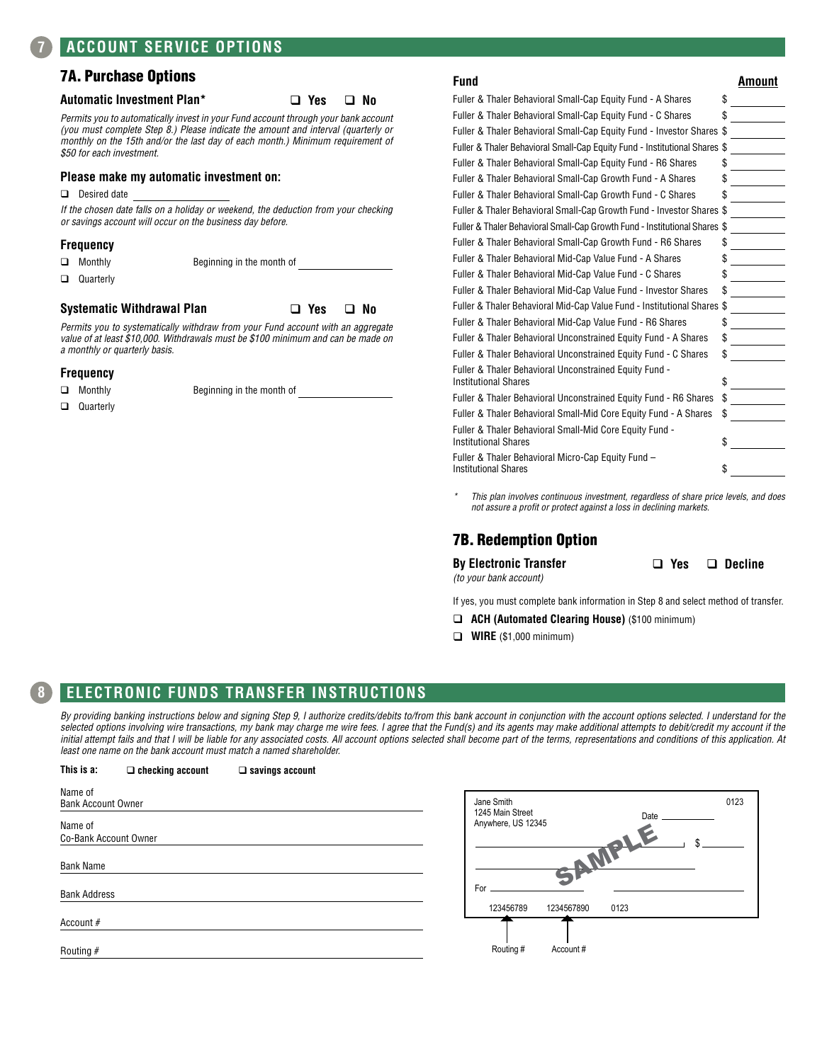## 7 ACCOUNT SERVICE OPTIONS

### 7A. Purchase Options

**Automatic Investment Plan*** ❑ **Yes** ❑ **No**

*Permits you to automatically invest in your Fund account through your bank account (you must complete Step 8.) Please indicate the amount and interval (quarterly or monthly on the 15th and/or the last day of each month.) Minimum requirement of $50 for each investment.*

**Please make my automatic investment on:**

❑ Desired date ____________________

*If the chosen date falls on a holiday or weekend, the deduction from your checking or savings account will occur on the business day before.*

**Frequency**

❑ Monthly Beginning in the month of ____________________

❑ Quarterly

**Systematic Withdrawal Plan** ❑ **Yes** ❑ **No**

*Permits you to systematically withdraw from your Fund account with an aggregate value of at least $10,000. Withdrawals must be $100 minimum and can be made on a monthly or quarterly basis.*

**Frequency**

❑ Monthly Beginning in the month of ____________________

❑ Quarterly

| Fund | Amount |
|---|---|
| Fuller & Thaler Behavioral Small-Cap Equity Fund - A Shares | $ |
| Fuller & Thaler Behavioral Small-Cap Equity Fund - C Shares | $ |
| Fuller & Thaler Behavioral Small-Cap Equity Fund - Investor Shares | $ |
| Fuller & Thaler Behavioral Small-Cap Equity Fund - Institutional Shares | $ |
| Fuller & Thaler Behavioral Small-Cap Equity Fund - R6 Shares | $ |
| Fuller & Thaler Behavioral Small-Cap Growth Fund - A Shares | $ |
| Fuller & Thaler Behavioral Small-Cap Growth Fund - C Shares | $ |
| Fuller & Thaler Behavioral Small-Cap Growth Fund - Investor Shares | $ |
| Fuller & Thaler Behavioral Small-Cap Growth Fund - Institutional Shares | $ |
| Fuller & Thaler Behavioral Small-Cap Growth Fund - R6 Shares | $ |
| Fuller & Thaler Behavioral Mid-Cap Value Fund - A Shares | $ |
| Fuller & Thaler Behavioral Mid-Cap Value Fund - C Shares | $ |
| Fuller & Thaler Behavioral Mid-Cap Value Fund - Investor Shares | $ |
| Fuller & Thaler Behavioral Mid-Cap Value Fund - Institutional Shares | $ |
| Fuller & Thaler Behavioral Mid-Cap Value Fund - R6 Shares | $ |
| Fuller & Thaler Behavioral Unconstrained Equity Fund - A Shares | $ |
| Fuller & Thaler Behavioral Unconstrained Equity Fund - C Shares | $ |
| Fuller & Thaler Behavioral Unconstrained Equity Fund - Institutional Shares | $ |
| Fuller & Thaler Behavioral Unconstrained Equity Fund - R6 Shares | $ |
| Fuller & Thaler Behavioral Small-Mid Core Equity Fund - A Shares | $ |
| Fuller & Thaler Behavioral Small-Mid Core Equity Fund - Institutional Shares | $ |
| Fuller & Thaler Behavioral Micro-Cap Equity Fund – Institutional Shares | $ |

* *This plan involves continuous investment, regardless of share price levels, and does not assure a profit or protect against a loss in declining markets.*

### 7B. Redemption Option

**By Electronic Transfer** ❑ **Yes** ❑ **Decline**
*(to your bank account)*

If yes, you must complete bank information in Step 8 and select method of transfer.

❑ **ACH (Automated Clearing House)** ($100 minimum)

❑ **WIRE** ($1,000 minimum)

## 8 ELECTRONIC FUNDS TRANSFER INSTRUCTIONS

*By providing banking instructions below and signing Step 9, I authorize credits/debits to/from this bank account in conjunction with the account options selected. I understand for the selected options involving wire transactions, my bank may charge me wire fees. I agree that the Fund(s) and its agents may make additional attempts to debit/credit my account if the initial attempt fails and that I will be liable for any associated costs. All account options selected shall become part of the terms, representations and conditions of this application. At least one name on the bank account must match a named shareholder.*

**This is a:** ❑ **checking account** ❑ **savings account**

Name of Bank Account Owner ____________________

Name of Co-Bank Account Owner ____________________

Bank Name ____________________

Bank Address ____________________

Account # ____________________

Routing # ____________________

Jane Smith
1245 Main Street
Anywhere, US 12345
0123
Date ______
$ ______
SAMPLE
For ______
123456789 1234567890 0123
Routing # Account #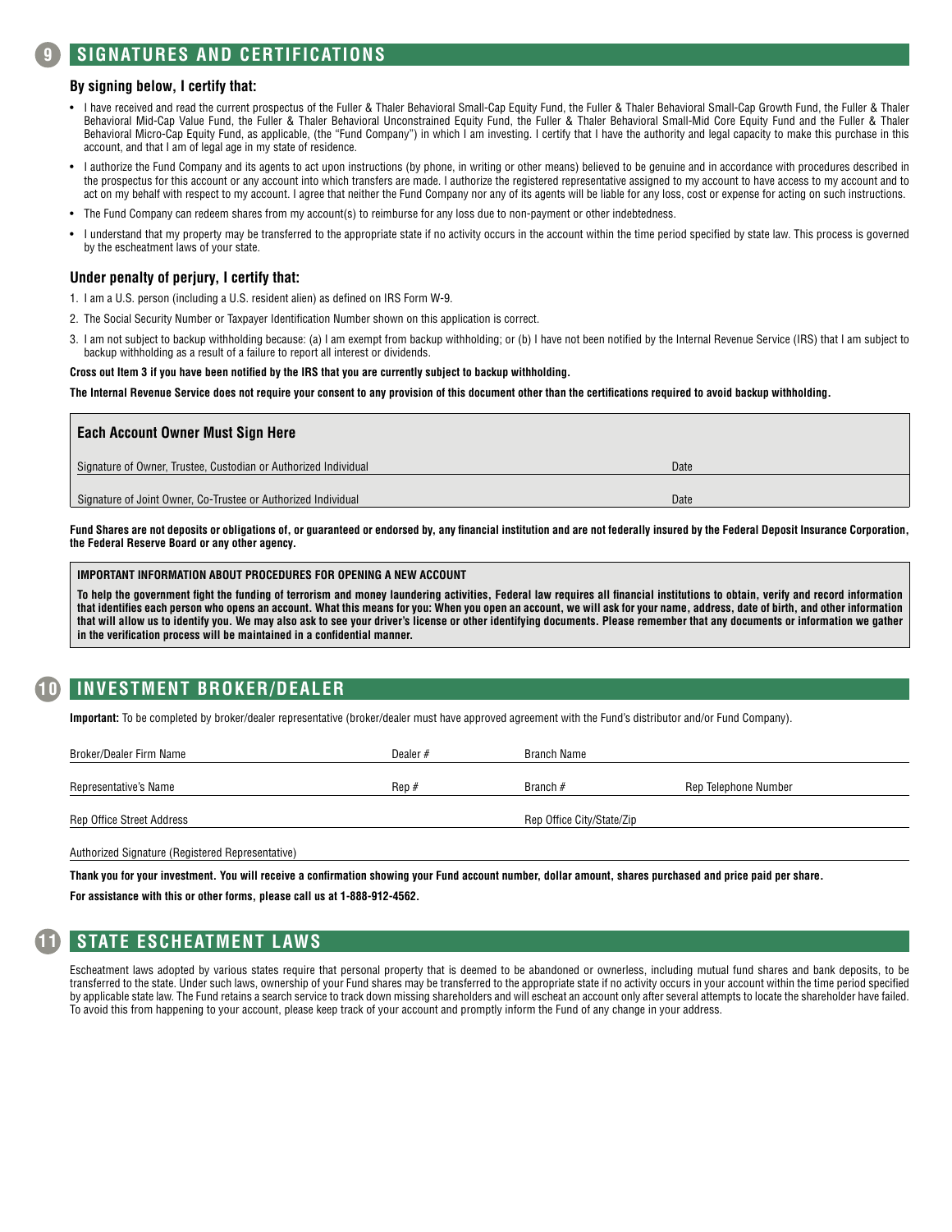## 9 SIGNATURES AND CERTIFICATIONS

**By signing below, I certify that:**

- I have received and read the current prospectus of the Fuller & Thaler Behavioral Small-Cap Equity Fund, the Fuller & Thaler Behavioral Small-Cap Growth Fund, the Fuller & Thaler Behavioral Mid-Cap Value Fund, the Fuller & Thaler Behavioral Unconstrained Equity Fund, the Fuller & Thaler Behavioral Small-Mid Core Equity Fund and the Fuller & Thaler Behavioral Micro-Cap Equity Fund, as applicable, (the "Fund Company") in which I am investing. I certify that I have the authority and legal capacity to make this purchase in this account, and that I am of legal age in my state of residence.
- I authorize the Fund Company and its agents to act upon instructions (by phone, in writing or other means) believed to be genuine and in accordance with procedures described in the prospectus for this account or any account into which transfers are made. I authorize the registered representative assigned to my account to have access to my account and to act on my behalf with respect to my account. I agree that neither the Fund Company nor any of its agents will be liable for any loss, cost or expense for acting on such instructions.
- The Fund Company can redeem shares from my account(s) to reimburse for any loss due to non-payment or other indebtedness.
- I understand that my property may be transferred to the appropriate state if no activity occurs in the account within the time period specified by state law. This process is governed by the escheatment laws of your state.

**Under penalty of perjury, I certify that:**

1. I am a U.S. person (including a U.S. resident alien) as defined on IRS Form W-9.
2. The Social Security Number or Taxpayer Identification Number shown on this application is correct.
3. I am not subject to backup withholding because: (a) I am exempt from backup withholding; or (b) I have not been notified by the Internal Revenue Service (IRS) that I am subject to backup withholding as a result of a failure to report all interest or dividends.

**Cross out Item 3 if you have been notified by the IRS that you are currently subject to backup withholding.**

**The Internal Revenue Service does not require your consent to any provision of this document other than the certifications required to avoid backup withholding.**

**Each Account Owner Must Sign Here**

| Signature of Owner, Trustee, Custodian or Authorized Individual | Date |
|---|---|
| Signature of Joint Owner, Co-Trustee or Authorized Individual | Date |

**Fund Shares are not deposits or obligations of, or guaranteed or endorsed by, any financial institution and are not federally insured by the Federal Deposit Insurance Corporation, the Federal Reserve Board or any other agency.**

**IMPORTANT INFORMATION ABOUT PROCEDURES FOR OPENING A NEW ACCOUNT**

**To help the government fight the funding of terrorism and money laundering activities, Federal law requires all financial institutions to obtain, verify and record information that identifies each person who opens an account. What this means for you: When you open an account, we will ask for your name, address, date of birth, and other information that will allow us to identify you. We may also ask to see your driver's license or other identifying documents. Please remember that any documents or information we gather in the verification process will be maintained in a confidential manner.**

## 10 INVESTMENT BROKER/DEALER

**Important:** To be completed by broker/dealer representative (broker/dealer must have approved agreement with the Fund's distributor and/or Fund Company).

| Broker/Dealer Firm Name | Dealer # | Branch Name | |
|---|---|---|---|
| Representative's Name | Rep # | Branch # | Rep Telephone Number |
| Rep Office Street Address | | Rep Office City/State/Zip | |

Authorized Signature (Registered Representative)

**Thank you for your investment. You will receive a confirmation showing your Fund account number, dollar amount, shares purchased and price paid per share.**

**For assistance with this or other forms, please call us at 1-888-912-4562.**

## 11 STATE ESCHEATMENT LAWS

Escheatment laws adopted by various states require that personal property that is deemed to be abandoned or ownerless, including mutual fund shares and bank deposits, to be transferred to the state. Under such laws, ownership of your Fund shares may be transferred to the appropriate state if no activity occurs in your account within the time period specified by applicable state law. The Fund retains a search service to track down missing shareholders and will escheat an account only after several attempts to locate the shareholder have failed. To avoid this from happening to your account, please keep track of your account and promptly inform the Fund of any change in your address.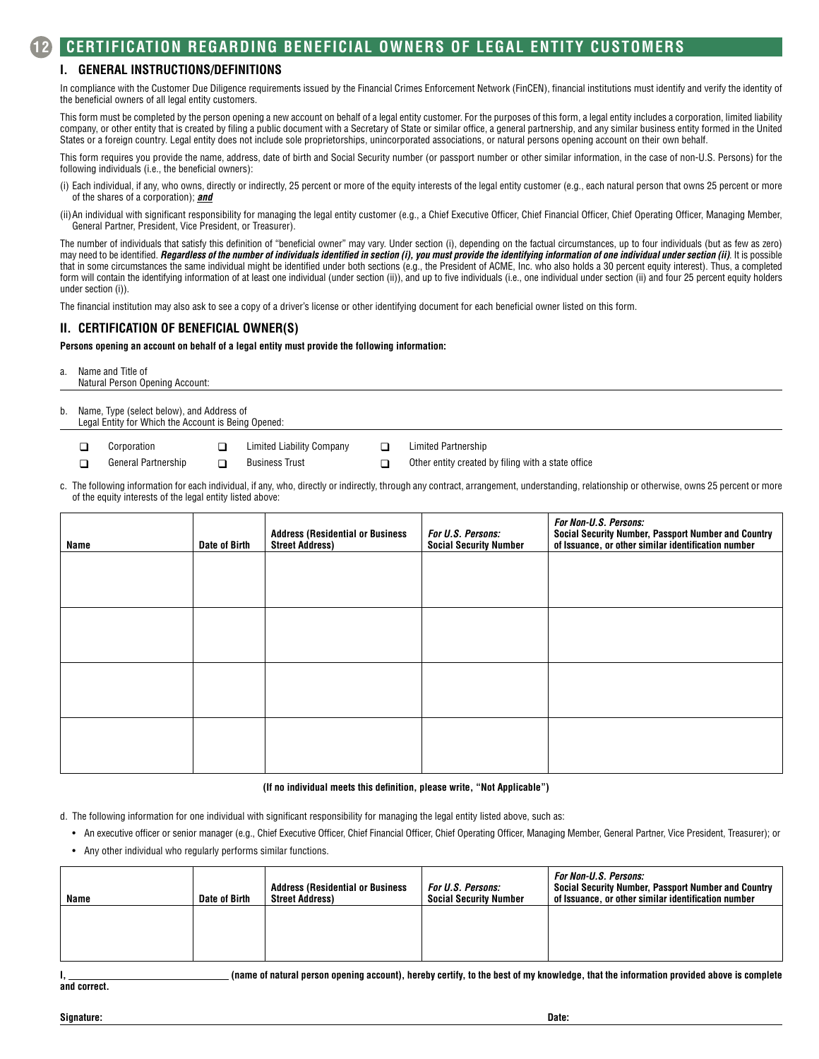## 12 CERTIFICATION REGARDING BENEFICIAL OWNERS OF LEGAL ENTITY CUSTOMERS

### I. GENERAL INSTRUCTIONS/DEFINITIONS

In compliance with the Customer Due Diligence requirements issued by the Financial Crimes Enforcement Network (FinCEN), financial institutions must identify and verify the identity of the beneficial owners of all legal entity customers.

This form must be completed by the person opening a new account on behalf of a legal entity customer. For the purposes of this form, a legal entity includes a corporation, limited liability company, or other entity that is created by filing a public document with a Secretary of State or similar office, a general partnership, and any similar business entity formed in the United States or a foreign country. Legal entity does not include sole proprietorships, unincorporated associations, or natural persons opening account on their own behalf.

This form requires you provide the name, address, date of birth and Social Security number (or passport number or other similar information, in the case of non-U.S. Persons) for the following individuals (i.e., the beneficial owners):

(i) Each individual, if any, who owns, directly or indirectly, 25 percent or more of the equity interests of the legal entity customer (e.g., each natural person that owns 25 percent or more of the shares of a corporation); ***and***

(ii) An individual with significant responsibility for managing the legal entity customer (e.g., a Chief Executive Officer, Chief Financial Officer, Chief Operating Officer, Managing Member, General Partner, President, Vice President, or Treasurer).

The number of individuals that satisfy this definition of "beneficial owner" may vary. Under section (i), depending on the factual circumstances, up to four individuals (but as few as zero) may need to be identified. ***Regardless of the number of individuals identified in section (i), you must provide the identifying information of one individual under section (ii)***. It is possible that in some circumstances the same individual might be identified under both sections (e.g., the President of ACME, Inc. who also holds a 30 percent equity interest). Thus, a completed form will contain the identifying information of at least one individual (under section (ii)), and up to five individuals (i.e., one individual under section (ii) and four 25 percent equity holders under section (i)).

The financial institution may also ask to see a copy of a driver's license or other identifying document for each beneficial owner listed on this form.

### II. CERTIFICATION OF BENEFICIAL OWNER(S)

**Persons opening an account on behalf of a legal entity must provide the following information:**

a. Name and Title of Natural Person Opening Account: ______________________

b. Name, Type (select below), and Address of Legal Entity for Which the Account is Being Opened: ______________________

- ☐ Corporation
- ☐ Limited Liability Company
- ☐ Limited Partnership
- ☐ General Partnership
- ☐ Business Trust
- ☐ Other entity created by filing with a state office

c. The following information for each individual, if any, who, directly or indirectly, through any contract, arrangement, understanding, relationship or otherwise, owns 25 percent or more of the equity interests of the legal entity listed above:

| Name | Date of Birth | Address (Residential or Business Street Address) | *For U.S. Persons:* Social Security Number | *For Non-U.S. Persons:* Social Security Number, Passport Number and Country of Issuance, or other similar identification number |
|---|---|---|---|---|
| | | | | |
| | | | | |
| | | | | |
| | | | | |

**(If no individual meets this definition, please write, "Not Applicable")**

d. The following information for one individual with significant responsibility for managing the legal entity listed above, such as:

- An executive officer or senior manager (e.g., Chief Executive Officer, Chief Financial Officer, Chief Operating Officer, Managing Member, General Partner, Vice President, Treasurer); or
- Any other individual who regularly performs similar functions.

| Name | Date of Birth | Address (Residential or Business Street Address) | *For U.S. Persons:* Social Security Number | *For Non-U.S. Persons:* Social Security Number, Passport Number and Country of Issuance, or other similar identification number |
|---|---|---|---|---|
| | | | | |

**I, ______________________ (name of natural person opening account), hereby certify, to the best of my knowledge, that the information provided above is complete and correct.**

**Signature:** ______________________ **Date:** ______________________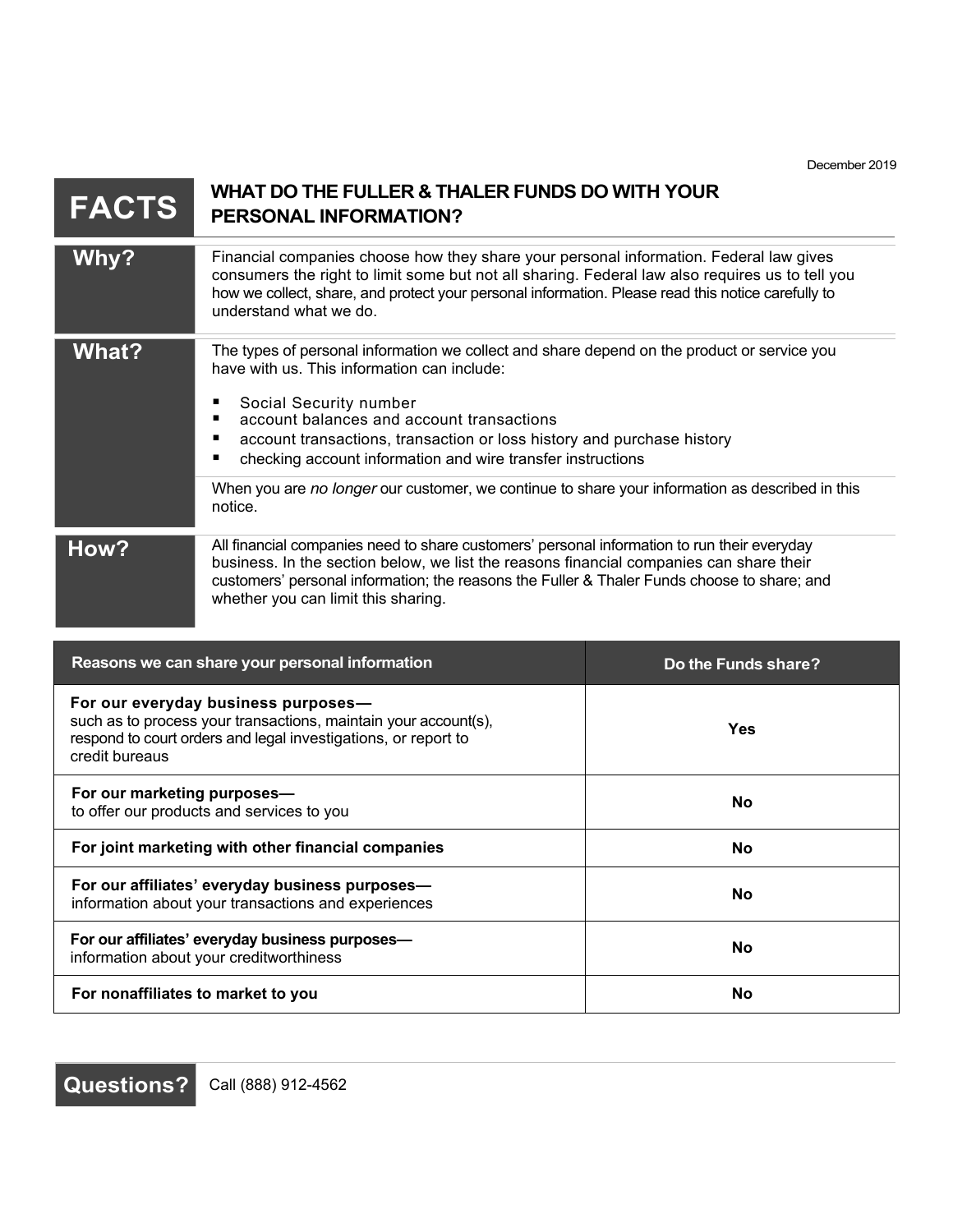December 2019

# FACTS — WHAT DO THE FULLER & THALER FUNDS DO WITH YOUR PERSONAL INFORMATION?

| | |
|---|---|
| **Why?** | Financial companies choose how they share your personal information. Federal law gives consumers the right to limit some but not all sharing. Federal law also requires us to tell you how we collect, share, and protect your personal information. Please read this notice carefully to understand what we do. |
| **What?** | The types of personal information we collect and share depend on the product or service you have with us. This information can include:<br>▪ Social Security number<br>▪ account balances and account transactions<br>▪ account transactions, transaction or loss history and purchase history<br>▪ checking account information and wire transfer instructions<br><br>When you are *no longer* our customer, we continue to share your information as described in this notice. |
| **How?** | All financial companies need to share customers' personal information to run their everyday business. In the section below, we list the reasons financial companies can share their customers' personal information; the reasons the Fuller & Thaler Funds choose to share; and whether you can limit this sharing. |

| Reasons we can share your personal information | Do the Funds share? |
|---|---|
| **For our everyday business purposes—** such as to process your transactions, maintain your account(s), respond to court orders and legal investigations, or report to credit bureaus | Yes |
| **For our marketing purposes—** to offer our products and services to you | No |
| **For joint marketing with other financial companies** | No |
| **For our affiliates' everyday business purposes—** information about your transactions and experiences | No |
| **For our affiliates' everyday business purposes—** information about your creditworthiness | No |
| **For nonaffiliates to market to you** | No |

| | |
|---|---|
| **Questions?** | Call (888) 912-4562 |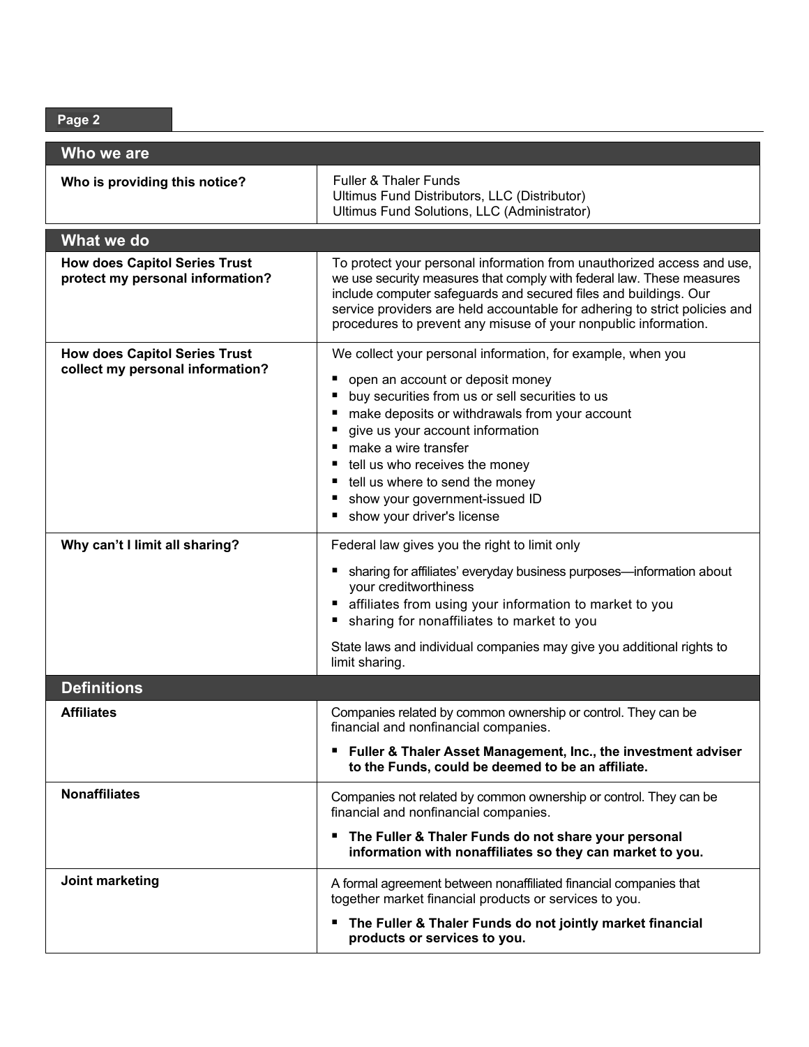| Who we are | |
|---|---|
| **Who is providing this notice?** | Fuller & Thaler Funds<br>Ultimus Fund Distributors, LLC (Distributor)<br>Ultimus Fund Solutions, LLC (Administrator) |

| What we do | |
|---|---|
| **How does Capitol Series Trust protect my personal information?** | To protect your personal information from unauthorized access and use, we use security measures that comply with federal law. These measures include computer safeguards and secured files and buildings. Our service providers are held accountable for adhering to strict policies and procedures to prevent any misuse of your nonpublic information. |
| **How does Capitol Series Trust collect my personal information?** | We collect your personal information, for example, when you<br>▪ open an account or deposit money<br>▪ buy securities from us or sell securities to us<br>▪ make deposits or withdrawals from your account<br>▪ give us your account information<br>▪ make a wire transfer<br>▪ tell us who receives the money<br>▪ tell us where to send the money<br>▪ show your government-issued ID<br>▪ show your driver's license |
| **Why can't I limit all sharing?** | Federal law gives you the right to limit only<br>▪ sharing for affiliates' everyday business purposes—information about your creditworthiness<br>▪ affiliates from using your information to market to you<br>▪ sharing for nonaffiliates to market to you<br><br>State laws and individual companies may give you additional rights to limit sharing. |

| Definitions | |
|---|---|
| **Affiliates** | Companies related by common ownership or control. They can be financial and nonfinancial companies.<br>▪ **Fuller & Thaler Asset Management, Inc., the investment adviser to the Funds, could be deemed to be an affiliate.** |
| **Nonaffiliates** | Companies not related by common ownership or control. They can be financial and nonfinancial companies.<br>▪ **The Fuller & Thaler Funds do not share your personal information with nonaffiliates so they can market to you.** |
| **Joint marketing** | A formal agreement between nonaffiliated financial companies that together market financial products or services to you.<br>▪ **The Fuller & Thaler Funds do not jointly market financial products or services to you.** |